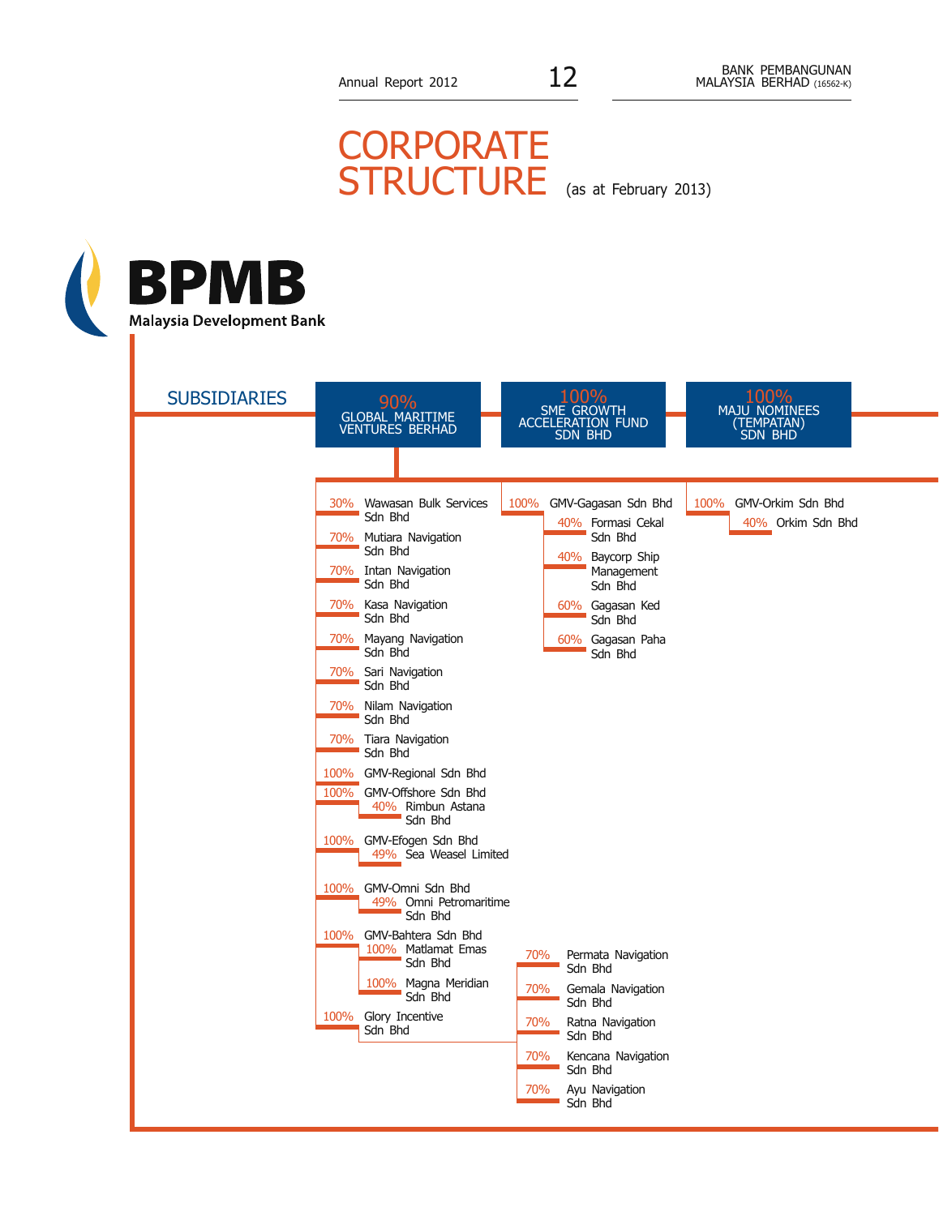# CORPORATE STRUCTURE (as at February 2013)

**BPMB**
Malaysia Development Bank

## SUBSIDIARIES

- **90% GLOBAL MARITIME VENTURES BERHAD**
  - 30% Wawasan Bulk Services Sdn Bhd
  - 70% Mutiara Navigation Sdn Bhd
  - 70% Intan Navigation Sdn Bhd
  - 70% Kasa Navigation Sdn Bhd
  - 70% Mayang Navigation Sdn Bhd
  - 70% Sari Navigation Sdn Bhd
  - 70% Nilam Navigation Sdn Bhd
  - 70% Tiara Navigation Sdn Bhd
  - 100% GMV-Regional Sdn Bhd
  - 100% GMV-Offshore Sdn Bhd
    - 40% Rimbun Astana Sdn Bhd
  - 100% GMV-Efogen Sdn Bhd
    - 49% Sea Weasel Limited
  - 100% GMV-Omni Sdn Bhd
    - 49% Omni Petromaritime Sdn Bhd
  - 100% GMV-Bahtera Sdn Bhd
    - 100% Matlamat Emas Sdn Bhd
    - 100% Magna Meridian Sdn Bhd
  - 100% Glory Incentive Sdn Bhd
    - 70% Permata Navigation Sdn Bhd
    - 70% Gemala Navigation Sdn Bhd
    - 70% Ratna Navigation Sdn Bhd
    - 70% Kencana Navigation Sdn Bhd
    - 70% Ayu Navigation Sdn Bhd
  - 100% GMV-Gagasan Sdn Bhd
    - 40% Formasi Cekal Sdn Bhd
    - 40% Baycorp Ship Management Sdn Bhd
    - 60% Gagasan Ked Sdn Bhd
    - 60% Gagasan Paha Sdn Bhd
  - 100% GMV-Orkim Sdn Bhd
    - 40% Orkim Sdn Bhd
- **100% SME GROWTH ACCELERATION FUND SDN BHD**
- **100% MAJU NOMINEES (TEMPATAN) SDN BHD**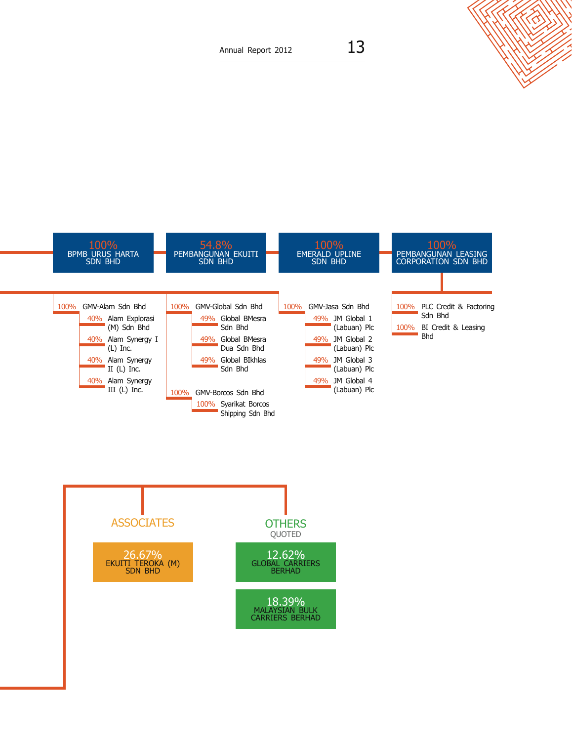**100%**
BPMB URUS HARTA SDN BHD

- 100% GMV-Alam Sdn Bhd
  - 40% Alam Explorasi (M) Sdn Bhd
  - 40% Alam Synergy I (L) Inc.
  - 40% Alam Synergy II (L) Inc.
  - 40% Alam Synergy III (L) Inc.

**54.8%**
PEMBANGUNAN EKUITI SDN BHD

- 100% GMV-Global Sdn Bhd
  - 49% Global BMesra Sdn Bhd
  - 49% Global BMesra Dua Sdn Bhd
  - 49% Global BIkhlas Sdn Bhd
- 100% GMV-Borcos Sdn Bhd
  - 100% Syarikat Borcos Shipping Sdn Bhd

**100%**
EMERALD UPLINE SDN BHD

- 100% GMV-Jasa Sdn Bhd
  - 49% JM Global 1 (Labuan) Plc
  - 49% JM Global 2 (Labuan) Plc
  - 49% JM Global 3 (Labuan) Plc
  - 49% JM Global 4 (Labuan) Plc

**100%**
PEMBANGUNAN LEASING CORPORATION SDN BHD

- 100% PLC Credit & Factoring Sdn Bhd
- 100% BI Credit & Leasing Bhd

## ASSOCIATES

**26.67%**
EKUITI TEROKA (M) SDN BHD

## OTHERS

QUOTED

**12.62%**
GLOBAL CARRIERS BERHAD

**18.39%**
MALAYSIAN BULK CARRIERS BERHAD